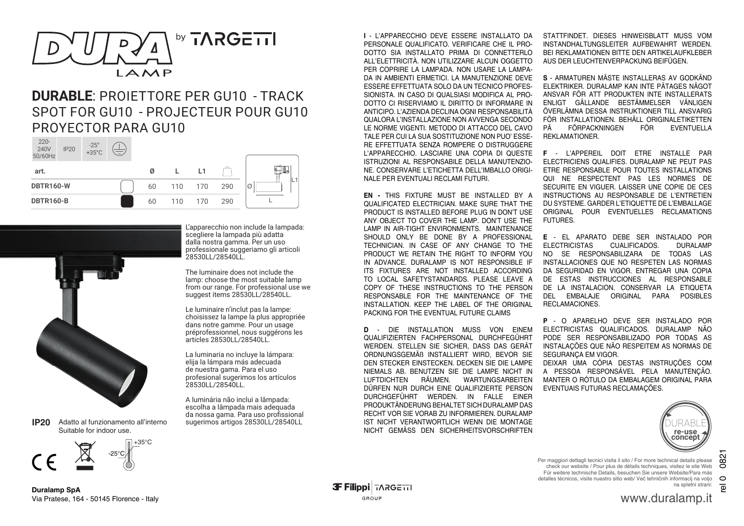# DURABLE: PROIETTORE PER GU10 - TRACK SPOT FOR GU10 - PROJECTEUR POUR GU10 PROYECTOR PARA GU10

220-240V 50/60Hz | IP20 | -25° +35°C

| art. | | Ø | L | L1 | |
|---|---|---|---|---|---|
| DBTR160-W | | 60 | 110 | 170 | 290 |
| DBTR160-B | | 60 | 110 | 170 | 290 |

L'apparecchio non include la lampada: scegliere la lampada più adatta dalla nostra gamma. Per un uso professionale suggeriamo gli articoli 28530LL/28540LL.

The luminaire does not include the lamp: choose the most suitable lamp from our range. For professional use we suggest items 28530LL/28540LL.

Le luminaire n'inclut pas la lampe: choisissez la lampe la plus appropriée dans notre gamme. Pour un usage préprofessionnel, nous suggérons les articles 28530LL/28540LL.

La luminaria no incluye la lámpara: elija la lámpara más adecuada de nuestra gama. Para el uso profesional sugerimos los artículos 28530LL/28540LL.

A luminária não inclui a lâmpada: escolha a lâmpada mais adequada da nossa gama. Para uso profissional sugerimos artigos 28530LL/28540LL

**IP20** Adatto al funzionamento all'interno
Suitable for indoor use.

-25°C +35°C

**Duralamp SpA**
Via Pratese, 164 - 50145 Florence - Italy

**I** - L'APPARECCHIO DEVE ESSERE INSTALLATO DA PERSONALE QUALIFICATO. VERIFICARE CHE IL PRODOTTO SIA INSTALLATO PRIMA DI CONNETTERLO ALL'ELETTRICITÀ. NON UTILIZZARE ALCUN OGGETTO PER COPRIRE LA LAMPADA. NON USARE LA LAMPADA IN AMBIENTI ERMETICI. LA MANUTENZIONE DEVE ESSERE EFFETTUATA SOLO DA UN TECNICO PROFESSIONISTA. IN CASO DI QUALSIASI MODIFICA AL PRODOTTO CI RISERVIAMO IL DIRITTO DI INFORMARE IN ANTICIPO. L'AZIENDA DECLINA OGNI RESPONSABILITÀ QUALORA L'INSTALLAZIONE NON AVVENGA SECONDO LE NORME VIGENTI. METODO DI ATTACCO DEL CAVO TALE PER CUI LA SUA SOSTITUZIONE NON PUO' ESSERE EFFETTUATA SENZA ROMPERE O DISTRUGGERE L'APPARECCHIO. LASCIARE UNA COPIA DI QUESTE ISTRUZIONI AL RESPONSABILE DELLA MANUTENZIONE. CONSERVARE L'ETICHETTA DELL'IMBALLO ORIGINALE PER EVENTUALI RECLAMI FUTURI.

**EN -** THIS FIXTURE MUST BE INSTALLED BY A QUALIFICATED ELECTRICIAN. MAKE SURE THAT THE PRODUCT IS INSTALLED BEFORE PLUG IN DON'T USE ANY OBJECT TO COVER THE LAMP. DON'T USE THE LAMP IN AIR-TIGHT ENVIRONMENTS. MAINTENANCE SHOULD ONLY BE DONE BY A PROFESSIONAL TECHNICIAN. IN CASE OF ANY CHANGE TO THE PRODUCT WE RETAIN THE RIGHT TO INFORM YOU IN ADVANCE. DURALAMP IS NOT RESPONSIBLE IF ITS FIXTURES ARE NOT INSTALLED ACCORDING TO LOCAL SAFETYSTANDARDS. PLEASE LEAVE A COPY OF THESE INSTRUCTIONS TO THE PERSON RESPONSABLE FOR THE MAINTENANCE OF THE INSTALLATION. KEEP THE LABEL OF THE ORIGINAL PACKING FOR THE EVENTUAL FUTURE CLAIMS

**D** - DIE INSTALLATION MUSS VON EINEM QUALIFIZIERTEN FACHPERSONAL DURCHFEGÜHRT WERDEN. STELLEN SIE SICHER, DASS DAS GERÄT ORDNUNGSGEMÄß INSTALLIERT WIRD, BEVOR SIE DEN STECKER EINSTECKEN. DECKEN SIE DIE LAMPE NIEMALS AB. BENUTZEN SIE DIE LAMPE NICHT IN LUFTDICHTEN RÄUMEN. WARTUNGSARBEITEN DÜRFEN NUR DURCH EINE QUALIFIZIERTE PERSON DURCHGEFÜHRT WERDEN. IN FALLE EINER PRODUKTÄNDERUNG BEHALTET SICH DURALAMP DAS RECHT VOR SIE VORAB ZU INFORMIEREN. DURALAMP IST NICHT VERANTWORTLICH WENN DIE MONTAGE NICHT GEMÄSS DEN SICHERHEITSVORSCHRIFTEN STATTFINDET. DIESES HINWEISBLATT MUSS VOM INSTANDHALTUNGSLEITER AUFBEWAHRT WERDEN. BEI REKLAMATIONEN BITTE DEN ARTIKELAUFKLEBER AUS DER LEUCHTENVERPACKUNG BEIFÜGEN.

**S** - ARMATUREN MÄSTE INSTALLERAS AV GODKÄND ELEKTRIKER. DURALAMP KAN INTE PÅTAGES NÅGOT ANSVAR FÖR ATT PRODUKTEN INTE INSTALLERATS ENLIGT GÄLLANDE BESTÄMMELSER VÄNLIGEN ÖVERLÄMNA DESSA INSTRUKTIONER TILL ANSVARIG FÖR INSTALLATIONEN. BEHÄLL ORIGINALETIKETTEN PÅ FÖRPACKNINGEN FÖR EVENTUELLA REKLAMATIONER.

**F** - L'APPEREIL DOIT ETRE INSTALLE PAR ELECTRICIENS QUALIFIES. DURALAMP NE PEUT PAS ETRE RESPONSABLE POUR TOUTES INSTALLATIONS QUI NE RESPECTENT PAS LES NORMES DE SECURITE EN VIGUER. LAISSER UNE COPIE DE CES INSTRUCTIONS AU RESPONSABLE DE L'ENTRETIEN DU SYSTEME. GARDER L'ETIQUETTE DE L'EMBALLAGE ORIGINAL POUR EVENTUELLES RECLAMATIONS FUTURES.

**E** - EL APARATO DEBE SER INSTALADO POR ELECTRICISTAS CUALIFICADOS. DURALAMP NO SE RESPONSABILIZARA DE TODAS LAS INSTALLACIONES QUE NO RESPETEN LAS NORMAS DA SEGURIDAD EN VIGOR. ENTREGAR UNA COPIA DE ESTAS INSTRUCCIONES AL RESPONSABLE DE LA INSTALACION. CONSERVAR LA ETIQUETA DEL EMBALAJE ORIGINAL PARA POSIBLES RECLAMACIONES.

**P** - O APARELHO DEVE SER INSTALADO POR ELECTRICISTAS QUALIFICADOS. DURALAMP NÃO PODE SER RESPONSABILIZADO POR TODAS AS INSTALAÇÕES QUE NÃO RESPEITEM AS NORMAS DE SEGURANÇA EM VIGOR.
DEIXAR UMA CÓPIA DESTAS INSTRUÇÕES COM A PESSOA RESPONSÁVEL PELA MANUTENÇÃO. MANTER O RÓTULO DA EMBALAGEM ORIGINAL PARA EVENTUAIS FUTURAS RECLAMAÇÕES.

DURABLE re-use concept

Per maggiori dettagli tecnici visita il sito / For more technical details please check our website / Pour plus de détails techniques, visitez le site Web Für weitere technische Details, besuchen Sie unsere Website/Para más detalles técnicos, visite nuestro sitio web/ Več tehničnih informacij na voljo na spletni strani:

www.duralamp.it

rel 0 0821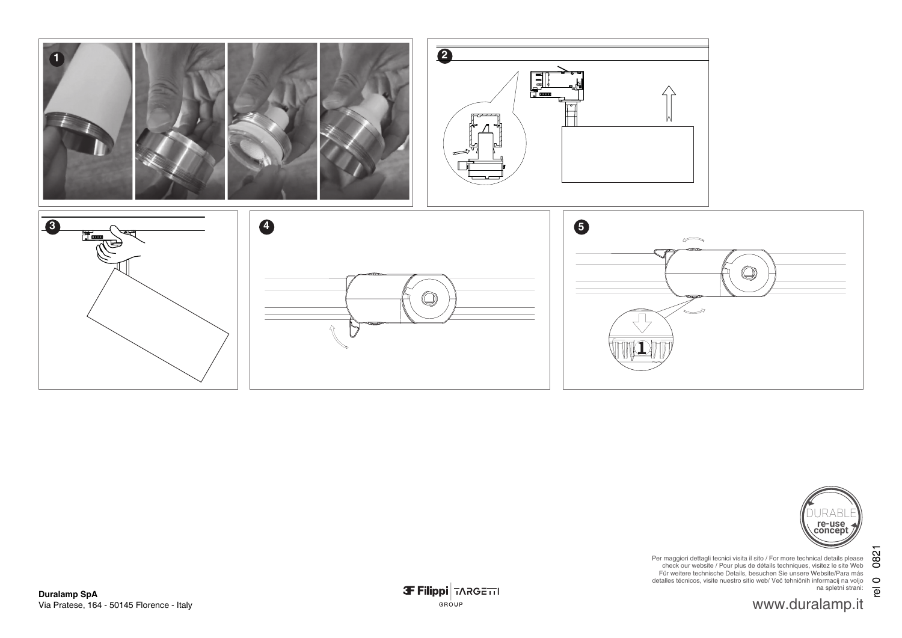1

2

3

4

5

1

DURABLE
re-use
concept

Per maggiori dettagli tecnici visita il sito / For more technical details please check our website / Pour plus de détails techniques, visitez le site Web Für weitere technische Details, besuchen Sie unsere Website/Para más detalles técnicos, visite nuestro sitio web/ Več tehničnih informacij na voljo na spletni strani:

www.duralamp.it

rel 0 0821

**Duralamp SpA**
Via Pratese, 164 - 50145 Florence - Italy

3F Filippi | TARGETTI
GROUP